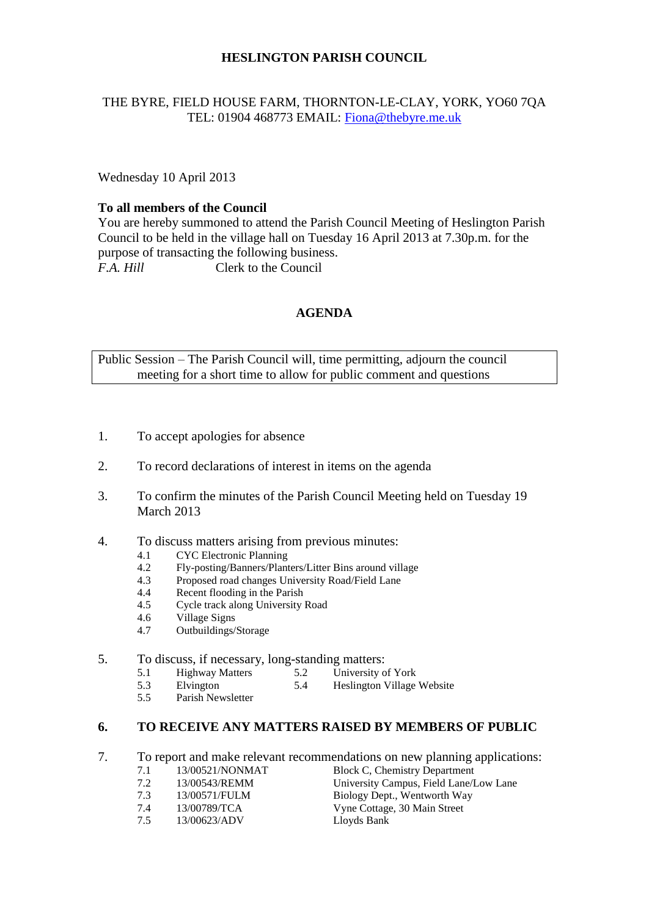**HESLINGTON PARISH COUNCIL**

THE BYRE, FIELD HOUSE FARM, THORNTON-LE-CLAY, YORK, YO60 7QA
TEL: 01904 468773 EMAIL: Fiona@thebyre.me.uk

Wednesday 10 April 2013

**To all members of the Council**
You are hereby summoned to attend the Parish Council Meeting of Heslington Parish Council to be held in the village hall on Tuesday 16 April 2013 at 7.30p.m. for the purpose of transacting the following business.
*F.A. Hill* Clerk to the Council

## AGENDA

Public Session – The Parish Council will, time permitting, adjourn the council meeting for a short time to allow for public comment and questions

1. To accept apologies for absence

2. To record declarations of interest in items on the agenda

3. To confirm the minutes of the Parish Council Meeting held on Tuesday 19 March 2013

4. To discuss matters arising from previous minutes:
   - 4.1 CYC Electronic Planning
   - 4.2 Fly-posting/Banners/Planters/Litter Bins around village
   - 4.3 Proposed road changes University Road/Field Lane
   - 4.4 Recent flooding in the Parish
   - 4.5 Cycle track along University Road
   - 4.6 Village Signs
   - 4.7 Outbuildings/Storage

5. To discuss, if necessary, long-standing matters:
   - 5.1 Highway Matters
   - 5.2 University of York
   - 5.3 Elvington
   - 5.4 Heslington Village Website
   - 5.5 Parish Newsletter

6. **TO RECEIVE ANY MATTERS RAISED BY MEMBERS OF PUBLIC**

7. To report and make relevant recommendations on new planning applications:

| | | |
|---|---|---|
| 7.1 | 13/00521/NONMAT | Block C, Chemistry Department |
| 7.2 | 13/00543/REMM | University Campus, Field Lane/Low Lane |
| 7.3 | 13/00571/FULM | Biology Dept., Wentworth Way |
| 7.4 | 13/00789/TCA | Vyne Cottage, 30 Main Street |
| 7.5 | 13/00623/ADV | Lloyds Bank |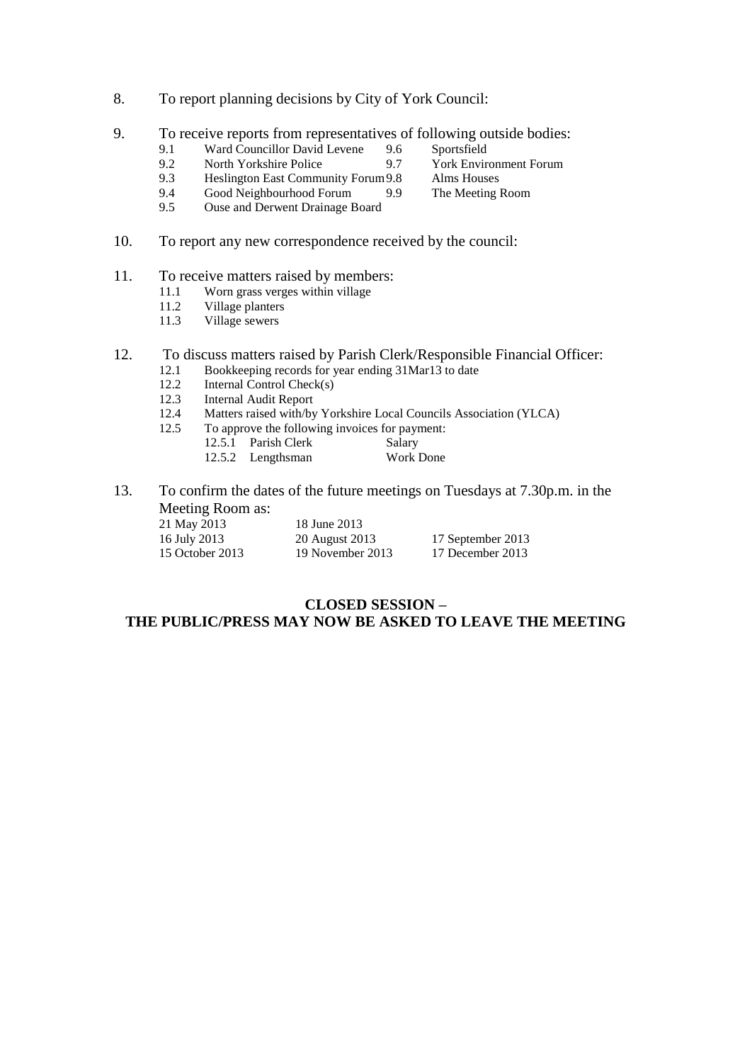8. To report planning decisions by City of York Council:

9. To receive reports from representatives of following outside bodies:
   - 9.1 Ward Councillor David Levene
   - 9.2 North Yorkshire Police
   - 9.3 Heslington East Community Forum
   - 9.4 Good Neighbourhood Forum
   - 9.5 Ouse and Derwent Drainage Board
   - 9.6 Sportsfield
   - 9.7 York Environment Forum
   - 9.8 Alms Houses
   - 9.9 The Meeting Room

10. To report any new correspondence received by the council:

11. To receive matters raised by members:
    - 11.1 Worn grass verges within village
    - 11.2 Village planters
    - 11.3 Village sewers

12. To discuss matters raised by Parish Clerk/Responsible Financial Officer:
    - 12.1 Bookkeeping records for year ending 31Mar13 to date
    - 12.2 Internal Control Check(s)
    - 12.3 Internal Audit Report
    - 12.4 Matters raised with/by Yorkshire Local Councils Association (YLCA)
    - 12.5 To approve the following invoices for payment:
      - 12.5.1 Parish Clerk — Salary
      - 12.5.2 Lengthsman — Work Done

13. To confirm the dates of the future meetings on Tuesdays at 7.30p.m. in the Meeting Room as:

| | | |
|---|---|---|
| 21 May 2013 | 18 June 2013 | |
| 16 July 2013 | 20 August 2013 | 17 September 2013 |
| 15 October 2013 | 19 November 2013 | 17 December 2013 |

**CLOSED SESSION –**
**THE PUBLIC/PRESS MAY NOW BE ASKED TO LEAVE THE MEETING**